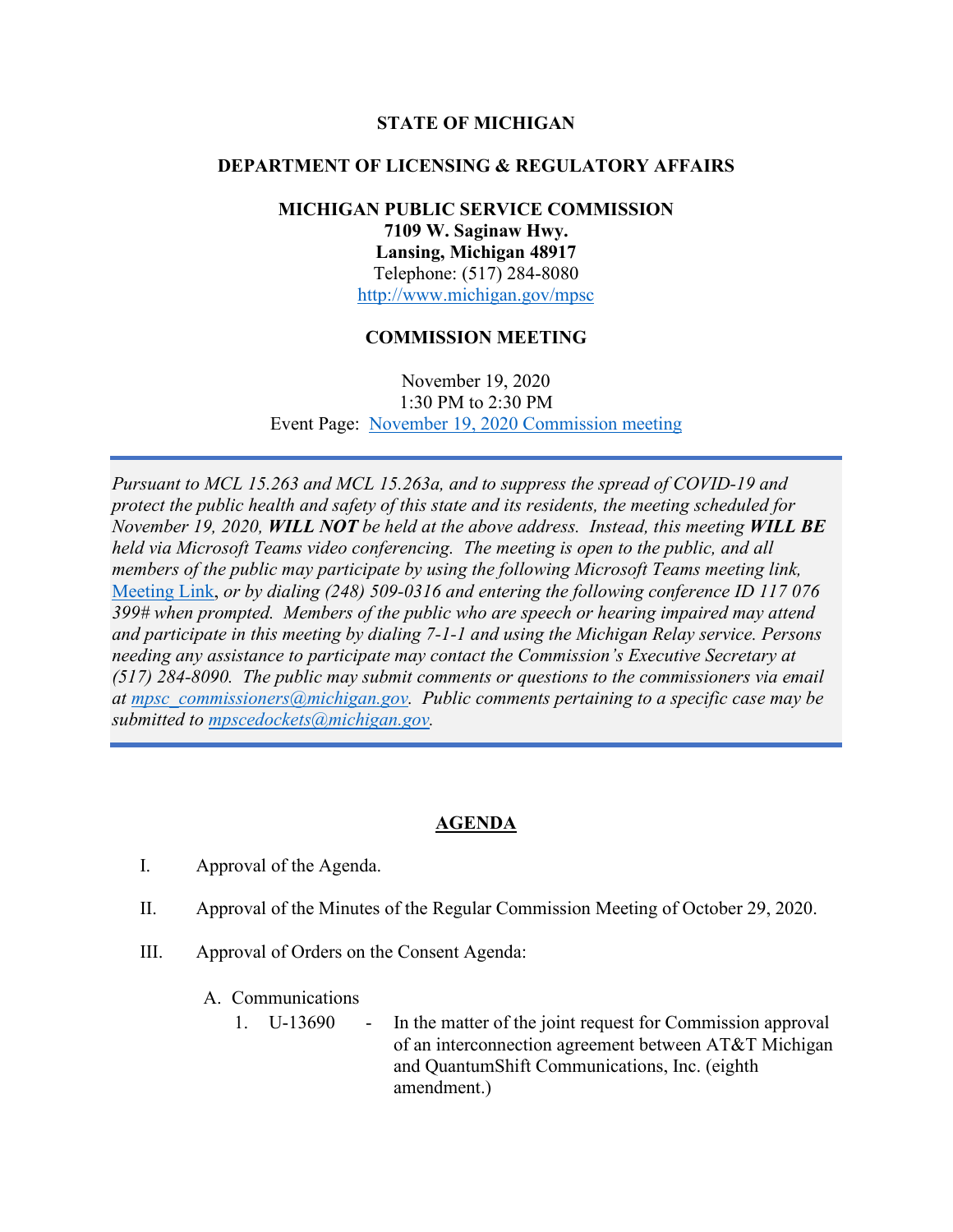**STATE OF MICHIGAN**

**DEPARTMENT OF LICENSING & REGULATORY AFFAIRS**

**MICHIGAN PUBLIC SERVICE COMMISSION**
**7109 W. Saginaw Hwy.**
**Lansing, Michigan 48917**
Telephone: (517) 284-8080
http://www.michigan.gov/mpsc

**COMMISSION MEETING**

November 19, 2020
1:30 PM to 2:30 PM
Event Page: November 19, 2020 Commission meeting

---

*Pursuant to MCL 15.263 and MCL 15.263a, and to suppress the spread of COVID-19 and protect the public health and safety of this state and its residents, the meeting scheduled for November 19, 2020, **WILL NOT** be held at the above address. Instead, this meeting **WILL BE** held via Microsoft Teams video conferencing. The meeting is open to the public, and all members of the public may participate by using the following Microsoft Teams meeting link, Meeting Link, or by dialing (248) 509-0316 and entering the following conference ID 117 076 399# when prompted. Members of the public who are speech or hearing impaired may attend and participate in this meeting by dialing 7-1-1 and using the Michigan Relay service. Persons needing any assistance to participate may contact the Commission's Executive Secretary at (517) 284-8090. The public may submit comments or questions to the commissioners via email at mpsc_commissioners@michigan.gov. Public comments pertaining to a specific case may be submitted to mpscedockets@michigan.gov.*

---

## AGENDA

I. Approval of the Agenda.

II. Approval of the Minutes of the Regular Commission Meeting of October 29, 2020.

III. Approval of Orders on the Consent Agenda:

A. Communications

1. U-13690 - In the matter of the joint request for Commission approval of an interconnection agreement between AT&T Michigan and QuantumShift Communications, Inc. (eighth amendment.)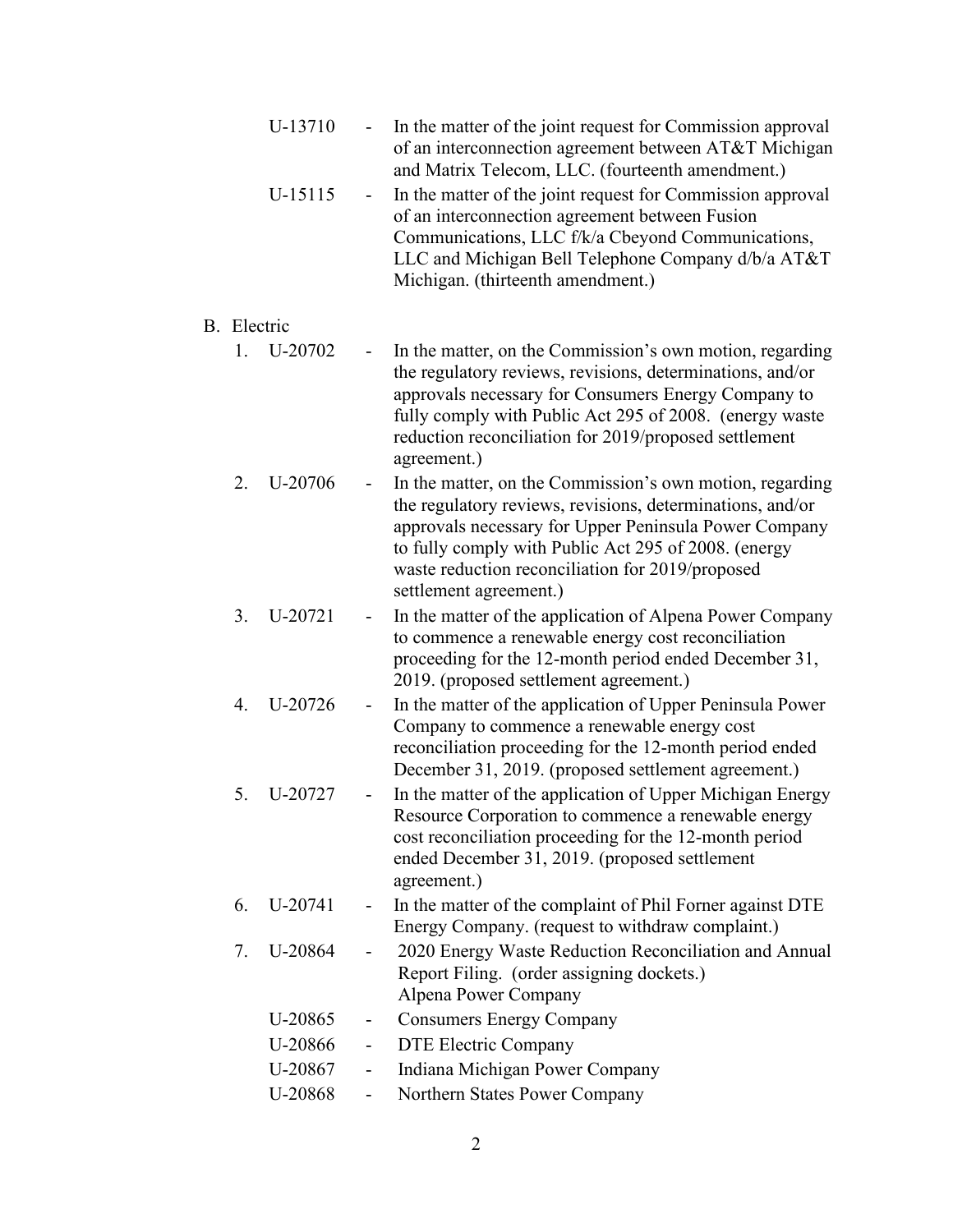U-13710 - In the matter of the joint request for Commission approval of an interconnection agreement between AT&T Michigan and Matrix Telecom, LLC. (fourteenth amendment.)

U-15115 - In the matter of the joint request for Commission approval of an interconnection agreement between Fusion Communications, LLC f/k/a Cbeyond Communications, LLC and Michigan Bell Telephone Company d/b/a AT&T Michigan. (thirteenth amendment.)

B. Electric

1. U-20702 - In the matter, on the Commission's own motion, regarding the regulatory reviews, revisions, determinations, and/or approvals necessary for Consumers Energy Company to fully comply with Public Act 295 of 2008. (energy waste reduction reconciliation for 2019/proposed settlement agreement.)
2. U-20706 - In the matter, on the Commission's own motion, regarding the regulatory reviews, revisions, determinations, and/or approvals necessary for Upper Peninsula Power Company to fully comply with Public Act 295 of 2008. (energy waste reduction reconciliation for 2019/proposed settlement agreement.)
3. U-20721 - In the matter of the application of Alpena Power Company to commence a renewable energy cost reconciliation proceeding for the 12-month period ended December 31, 2019. (proposed settlement agreement.)
4. U-20726 - In the matter of the application of Upper Peninsula Power Company to commence a renewable energy cost reconciliation proceeding for the 12-month period ended December 31, 2019. (proposed settlement agreement.)
5. U-20727 - In the matter of the application of Upper Michigan Energy Resource Corporation to commence a renewable energy cost reconciliation proceeding for the 12-month period ended December 31, 2019. (proposed settlement agreement.)
6. U-20741 - In the matter of the complaint of Phil Forner against DTE Energy Company. (request to withdraw complaint.)
7. U-20864 - 2020 Energy Waste Reduction Reconciliation and Annual Report Filing. (order assigning dockets.) Alpena Power Company

   U-20865 - Consumers Energy Company

   U-20866 - DTE Electric Company

   U-20867 - Indiana Michigan Power Company

   U-20868 - Northern States Power Company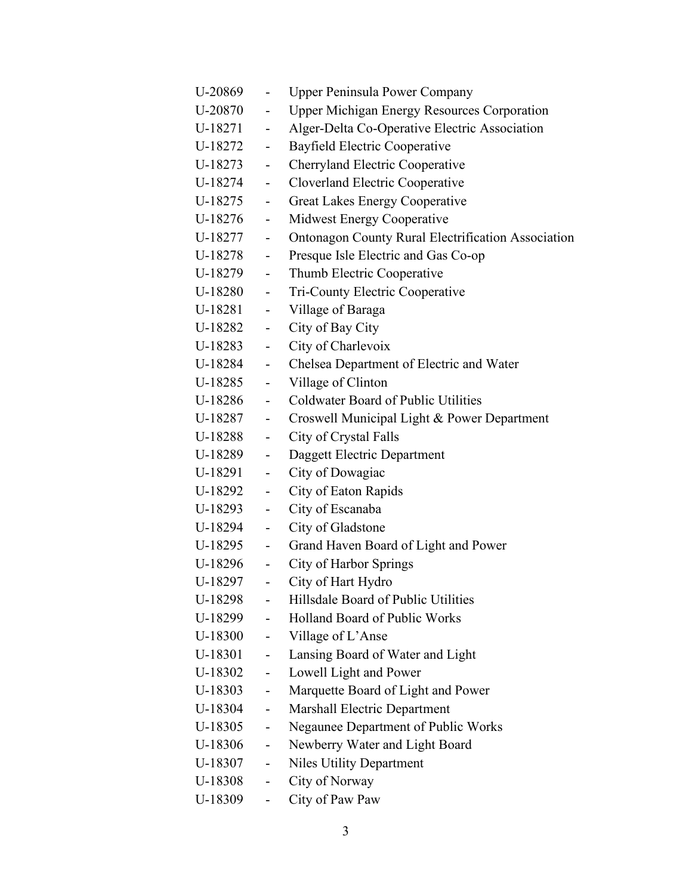U-20869 - Upper Peninsula Power Company
U-20870 - Upper Michigan Energy Resources Corporation
U-18271 - Alger-Delta Co-Operative Electric Association
U-18272 - Bayfield Electric Cooperative
U-18273 - Cherryland Electric Cooperative
U-18274 - Cloverland Electric Cooperative
U-18275 - Great Lakes Energy Cooperative
U-18276 - Midwest Energy Cooperative
U-18277 - Ontonagon County Rural Electrification Association
U-18278 - Presque Isle Electric and Gas Co-op
U-18279 - Thumb Electric Cooperative
U-18280 - Tri-County Electric Cooperative
U-18281 - Village of Baraga
U-18282 - City of Bay City
U-18283 - City of Charlevoix
U-18284 - Chelsea Department of Electric and Water
U-18285 - Village of Clinton
U-18286 - Coldwater Board of Public Utilities
U-18287 - Croswell Municipal Light & Power Department
U-18288 - City of Crystal Falls
U-18289 - Daggett Electric Department
U-18291 - City of Dowagiac
U-18292 - City of Eaton Rapids
U-18293 - City of Escanaba
U-18294 - City of Gladstone
U-18295 - Grand Haven Board of Light and Power
U-18296 - City of Harbor Springs
U-18297 - City of Hart Hydro
U-18298 - Hillsdale Board of Public Utilities
U-18299 - Holland Board of Public Works
U-18300 - Village of L'Anse
U-18301 - Lansing Board of Water and Light
U-18302 - Lowell Light and Power
U-18303 - Marquette Board of Light and Power
U-18304 - Marshall Electric Department
U-18305 - Negaunee Department of Public Works
U-18306 - Newberry Water and Light Board
U-18307 - Niles Utility Department
U-18308 - City of Norway
U-18309 - City of Paw Paw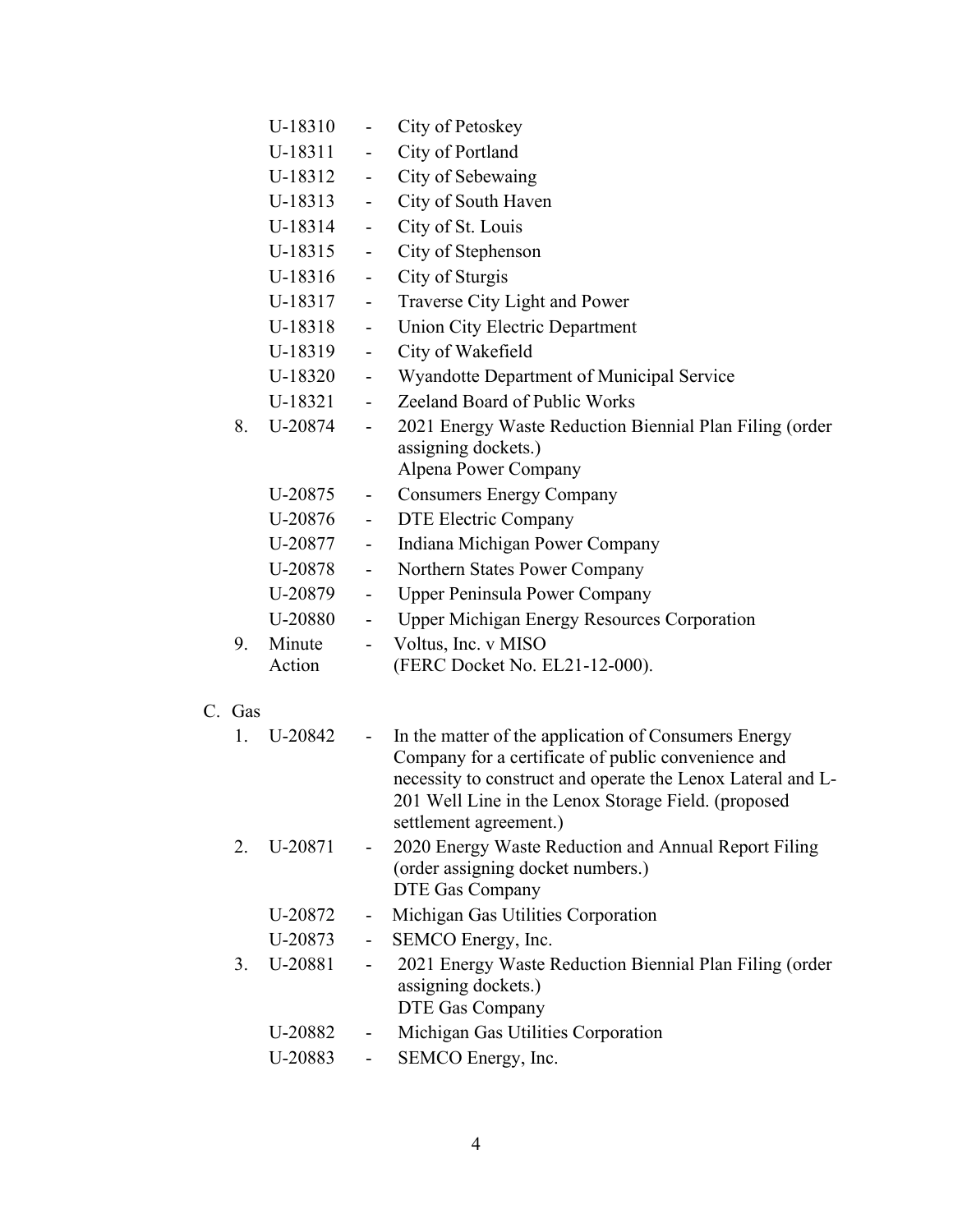U-18310 - City of Petoskey
U-18311 - City of Portland
U-18312 - City of Sebewaing
U-18313 - City of South Haven
U-18314 - City of St. Louis
U-18315 - City of Stephenson
U-18316 - City of Sturgis
U-18317 - Traverse City Light and Power
U-18318 - Union City Electric Department
U-18319 - City of Wakefield
U-18320 - Wyandotte Department of Municipal Service
U-18321 - Zeeland Board of Public Works

8. U-20874 - 2021 Energy Waste Reduction Biennial Plan Filing (order assigning dockets.)
   Alpena Power Company

   U-20875 - Consumers Energy Company
   U-20876 - DTE Electric Company
   U-20877 - Indiana Michigan Power Company
   U-20878 - Northern States Power Company
   U-20879 - Upper Peninsula Power Company
   U-20880 - Upper Michigan Energy Resources Corporation

9. Minute Action - Voltus, Inc. v MISO (FERC Docket No. EL21-12-000).

C. Gas

1. U-20842 - In the matter of the application of Consumers Energy Company for a certificate of public convenience and necessity to construct and operate the Lenox Lateral and L-201 Well Line in the Lenox Storage Field. (proposed settlement agreement.)

2. U-20871 - 2020 Energy Waste Reduction and Annual Report Filing (order assigning docket numbers.)
   DTE Gas Company

   U-20872 - Michigan Gas Utilities Corporation
   U-20873 - SEMCO Energy, Inc.

3. U-20881 - 2021 Energy Waste Reduction Biennial Plan Filing (order assigning dockets.)
   DTE Gas Company

   U-20882 - Michigan Gas Utilities Corporation
   U-20883 - SEMCO Energy, Inc.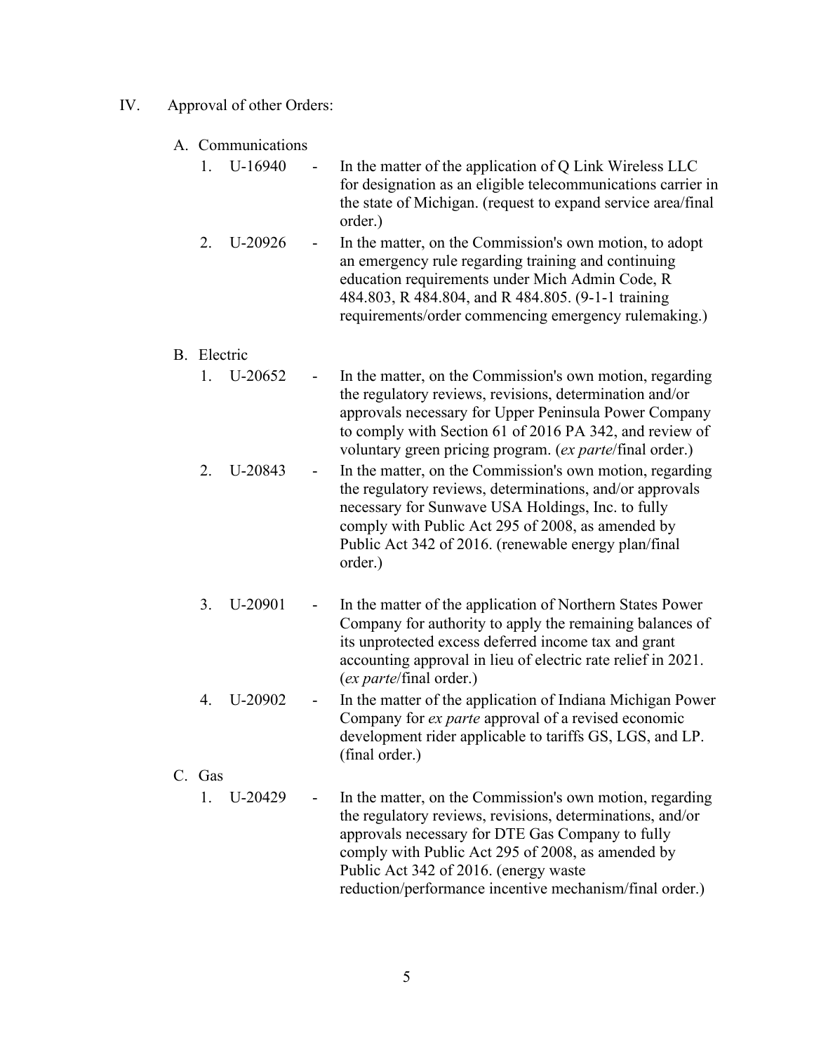IV. Approval of other Orders:

A. Communications

1. U-16940 - In the matter of the application of Q Link Wireless LLC for designation as an eligible telecommunications carrier in the state of Michigan. (request to expand service area/final order.)
2. U-20926 - In the matter, on the Commission's own motion, to adopt an emergency rule regarding training and continuing education requirements under Mich Admin Code, R 484.803, R 484.804, and R 484.805. (9-1-1 training requirements/order commencing emergency rulemaking.)

B. Electric

1. U-20652 - In the matter, on the Commission's own motion, regarding the regulatory reviews, revisions, determination and/or approvals necessary for Upper Peninsula Power Company to comply with Section 61 of 2016 PA 342, and review of voluntary green pricing program. (*ex parte*/final order.)
2. U-20843 - In the matter, on the Commission's own motion, regarding the regulatory reviews, determinations, and/or approvals necessary for Sunwave USA Holdings, Inc. to fully comply with Public Act 295 of 2008, as amended by Public Act 342 of 2016. (renewable energy plan/final order.)
3. U-20901 - In the matter of the application of Northern States Power Company for authority to apply the remaining balances of its unprotected excess deferred income tax and grant accounting approval in lieu of electric rate relief in 2021. (*ex parte*/final order.)
4. U-20902 - In the matter of the application of Indiana Michigan Power Company for *ex parte* approval of a revised economic development rider applicable to tariffs GS, LGS, and LP. (final order.)

C. Gas

1. U-20429 - In the matter, on the Commission's own motion, regarding the regulatory reviews, revisions, determinations, and/or approvals necessary for DTE Gas Company to fully comply with Public Act 295 of 2008, as amended by Public Act 342 of 2016. (energy waste reduction/performance incentive mechanism/final order.)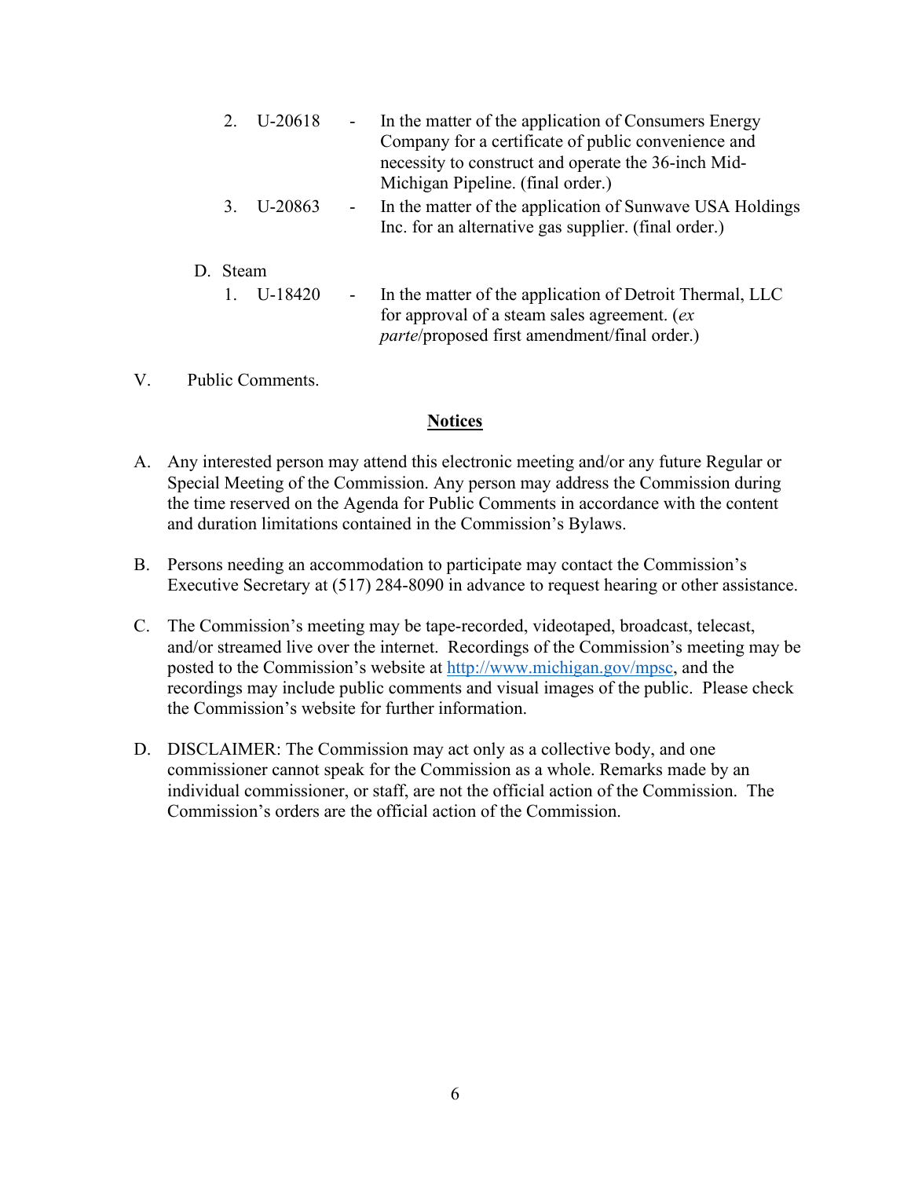2. U-20618 - In the matter of the application of Consumers Energy Company for a certificate of public convenience and necessity to construct and operate the 36-inch Mid-Michigan Pipeline. (final order.)
3. U-20863 - In the matter of the application of Sunwave USA Holdings Inc. for an alternative gas supplier. (final order.)

D. Steam

1. U-18420 - In the matter of the application of Detroit Thermal, LLC for approval of a steam sales agreement. (*ex parte*/proposed first amendment/final order.)

V. Public Comments.

## Notices

A. Any interested person may attend this electronic meeting and/or any future Regular or Special Meeting of the Commission. Any person may address the Commission during the time reserved on the Agenda for Public Comments in accordance with the content and duration limitations contained in the Commission's Bylaws.

B. Persons needing an accommodation to participate may contact the Commission's Executive Secretary at (517) 284-8090 in advance to request hearing or other assistance.

C. The Commission's meeting may be tape-recorded, videotaped, broadcast, telecast, and/or streamed live over the internet. Recordings of the Commission's meeting may be posted to the Commission's website at http://www.michigan.gov/mpsc, and the recordings may include public comments and visual images of the public. Please check the Commission's website for further information.

D. DISCLAIMER: The Commission may act only as a collective body, and one commissioner cannot speak for the Commission as a whole. Remarks made by an individual commissioner, or staff, are not the official action of the Commission. The Commission's orders are the official action of the Commission.